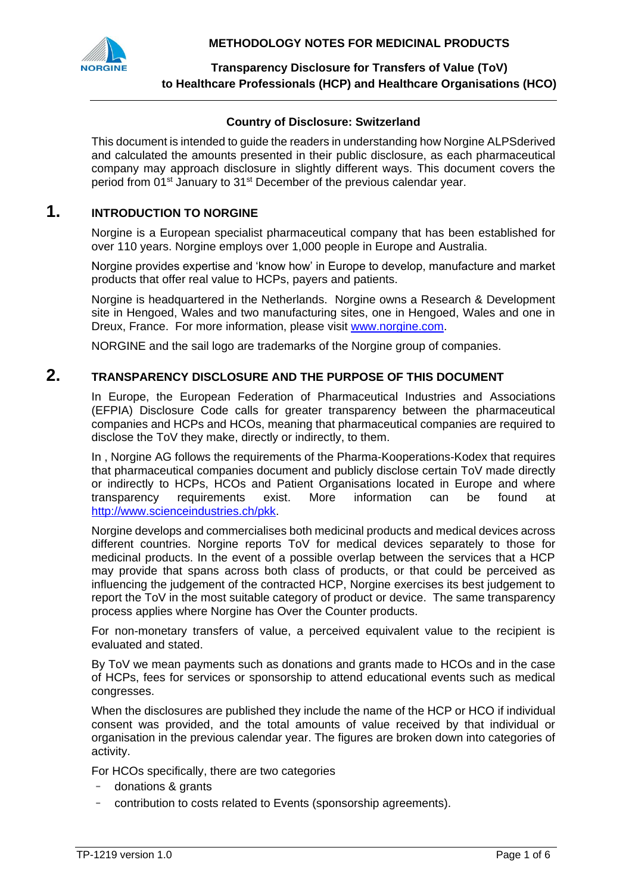**METHODOLOGY NOTES FOR MEDICINAL PRODUCTS**

**Transparency Disclosure for Transfers of Value (ToV) to Healthcare Professionals (HCP) and Healthcare Organisations (HCO)**

**Country of Disclosure: Switzerland**

This document is intended to guide the readers in understanding how Norgine ALPSderived and calculated the amounts presented in their public disclosure, as each pharmaceutical company may approach disclosure in slightly different ways. This document covers the period from 01st January to 31st December of the previous calendar year.

# 1. INTRODUCTION TO NORGINE

Norgine is a European specialist pharmaceutical company that has been established for over 110 years. Norgine employs over 1,000 people in Europe and Australia.

Norgine provides expertise and 'know how' in Europe to develop, manufacture and market products that offer real value to HCPs, payers and patients.

Norgine is headquartered in the Netherlands. Norgine owns a Research & Development site in Hengoed, Wales and two manufacturing sites, one in Hengoed, Wales and one in Dreux, France. For more information, please visit www.norgine.com.

NORGINE and the sail logo are trademarks of the Norgine group of companies.

# 2. TRANSPARENCY DISCLOSURE AND THE PURPOSE OF THIS DOCUMENT

In Europe, the European Federation of Pharmaceutical Industries and Associations (EFPIA) Disclosure Code calls for greater transparency between the pharmaceutical companies and HCPs and HCOs, meaning that pharmaceutical companies are required to disclose the ToV they make, directly or indirectly, to them.

In , Norgine AG follows the requirements of the Pharma-Kooperations-Kodex that requires that pharmaceutical companies document and publicly disclose certain ToV made directly or indirectly to HCPs, HCOs and Patient Organisations located in Europe and where transparency requirements exist. More information can be found at http://www.scienceindustries.ch/pkk.

Norgine develops and commercialises both medicinal products and medical devices across different countries. Norgine reports ToV for medical devices separately to those for medicinal products. In the event of a possible overlap between the services that a HCP may provide that spans across both class of products, or that could be perceived as influencing the judgement of the contracted HCP, Norgine exercises its best judgement to report the ToV in the most suitable category of product or device. The same transparency process applies where Norgine has Over the Counter products.

For non-monetary transfers of value, a perceived equivalent value to the recipient is evaluated and stated.

By ToV we mean payments such as donations and grants made to HCOs and in the case of HCPs, fees for services or sponsorship to attend educational events such as medical congresses.

When the disclosures are published they include the name of the HCP or HCO if individual consent was provided, and the total amounts of value received by that individual or organisation in the previous calendar year. The figures are broken down into categories of activity.

For HCOs specifically, there are two categories

- donations & grants
- contribution to costs related to Events (sponsorship agreements).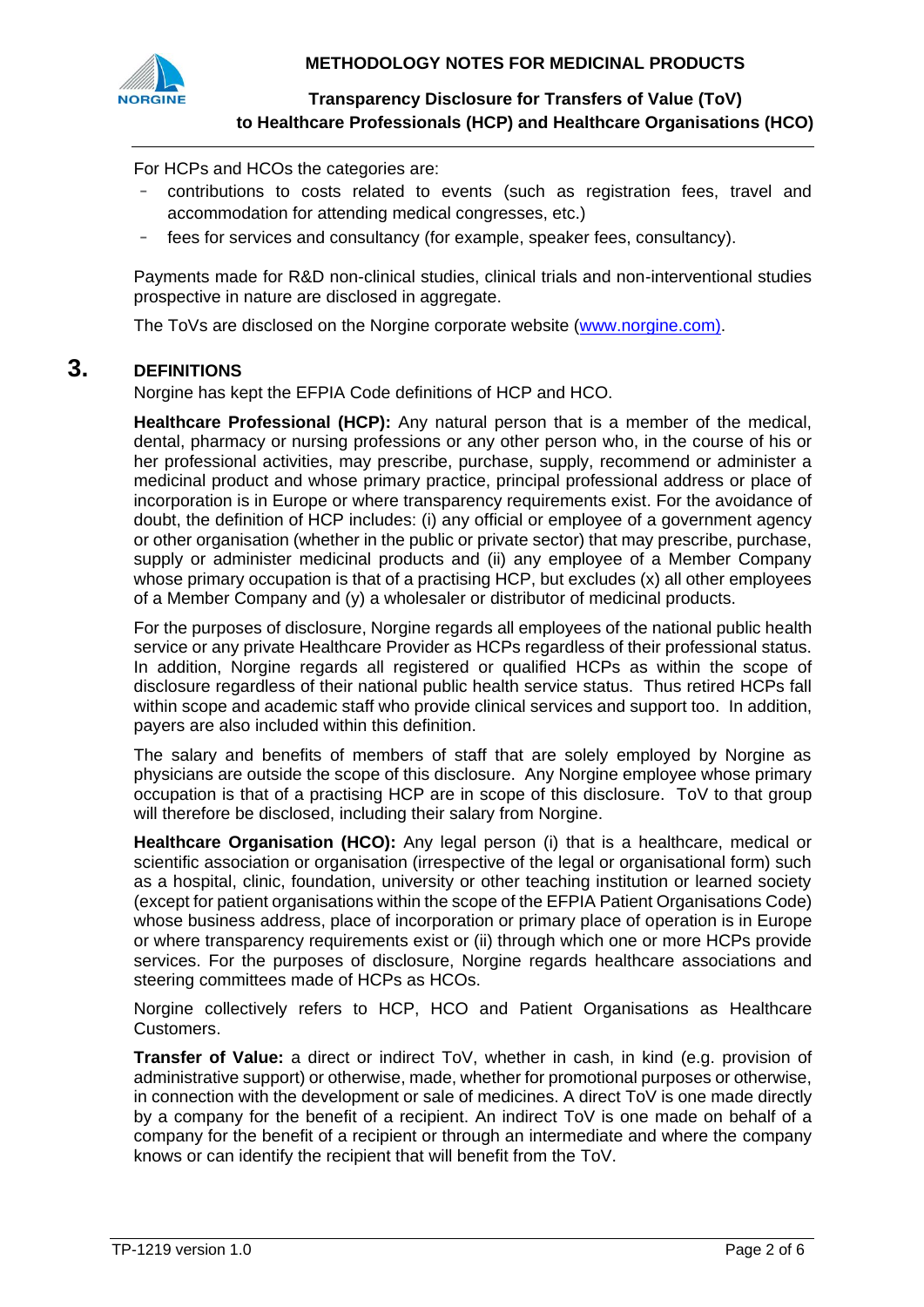For HCPs and HCOs the categories are:

- contributions to costs related to events (such as registration fees, travel and accommodation for attending medical congresses, etc.)
- fees for services and consultancy (for example, speaker fees, consultancy).

Payments made for R&D non-clinical studies, clinical trials and non-interventional studies prospective in nature are disclosed in aggregate.

The ToVs are disclosed on the Norgine corporate website (www.norgine.com).

## 3. DEFINITIONS

Norgine has kept the EFPIA Code definitions of HCP and HCO.

**Healthcare Professional (HCP):** Any natural person that is a member of the medical, dental, pharmacy or nursing professions or any other person who, in the course of his or her professional activities, may prescribe, purchase, supply, recommend or administer a medicinal product and whose primary practice, principal professional address or place of incorporation is in Europe or where transparency requirements exist. For the avoidance of doubt, the definition of HCP includes: (i) any official or employee of a government agency or other organisation (whether in the public or private sector) that may prescribe, purchase, supply or administer medicinal products and (ii) any employee of a Member Company whose primary occupation is that of a practising HCP, but excludes (x) all other employees of a Member Company and (y) a wholesaler or distributor of medicinal products.

For the purposes of disclosure, Norgine regards all employees of the national public health service or any private Healthcare Provider as HCPs regardless of their professional status. In addition, Norgine regards all registered or qualified HCPs as within the scope of disclosure regardless of their national public health service status. Thus retired HCPs fall within scope and academic staff who provide clinical services and support too. In addition, payers are also included within this definition.

The salary and benefits of members of staff that are solely employed by Norgine as physicians are outside the scope of this disclosure. Any Norgine employee whose primary occupation is that of a practising HCP are in scope of this disclosure. ToV to that group will therefore be disclosed, including their salary from Norgine.

**Healthcare Organisation (HCO):** Any legal person (i) that is a healthcare, medical or scientific association or organisation (irrespective of the legal or organisational form) such as a hospital, clinic, foundation, university or other teaching institution or learned society (except for patient organisations within the scope of the EFPIA Patient Organisations Code) whose business address, place of incorporation or primary place of operation is in Europe or where transparency requirements exist or (ii) through which one or more HCPs provide services. For the purposes of disclosure, Norgine regards healthcare associations and steering committees made of HCPs as HCOs.

Norgine collectively refers to HCP, HCO and Patient Organisations as Healthcare Customers.

**Transfer of Value:** a direct or indirect ToV, whether in cash, in kind (e.g. provision of administrative support) or otherwise, made, whether for promotional purposes or otherwise, in connection with the development or sale of medicines. A direct ToV is one made directly by a company for the benefit of a recipient. An indirect ToV is one made on behalf of a company for the benefit of a recipient or through an intermediate and where the company knows or can identify the recipient that will benefit from the ToV.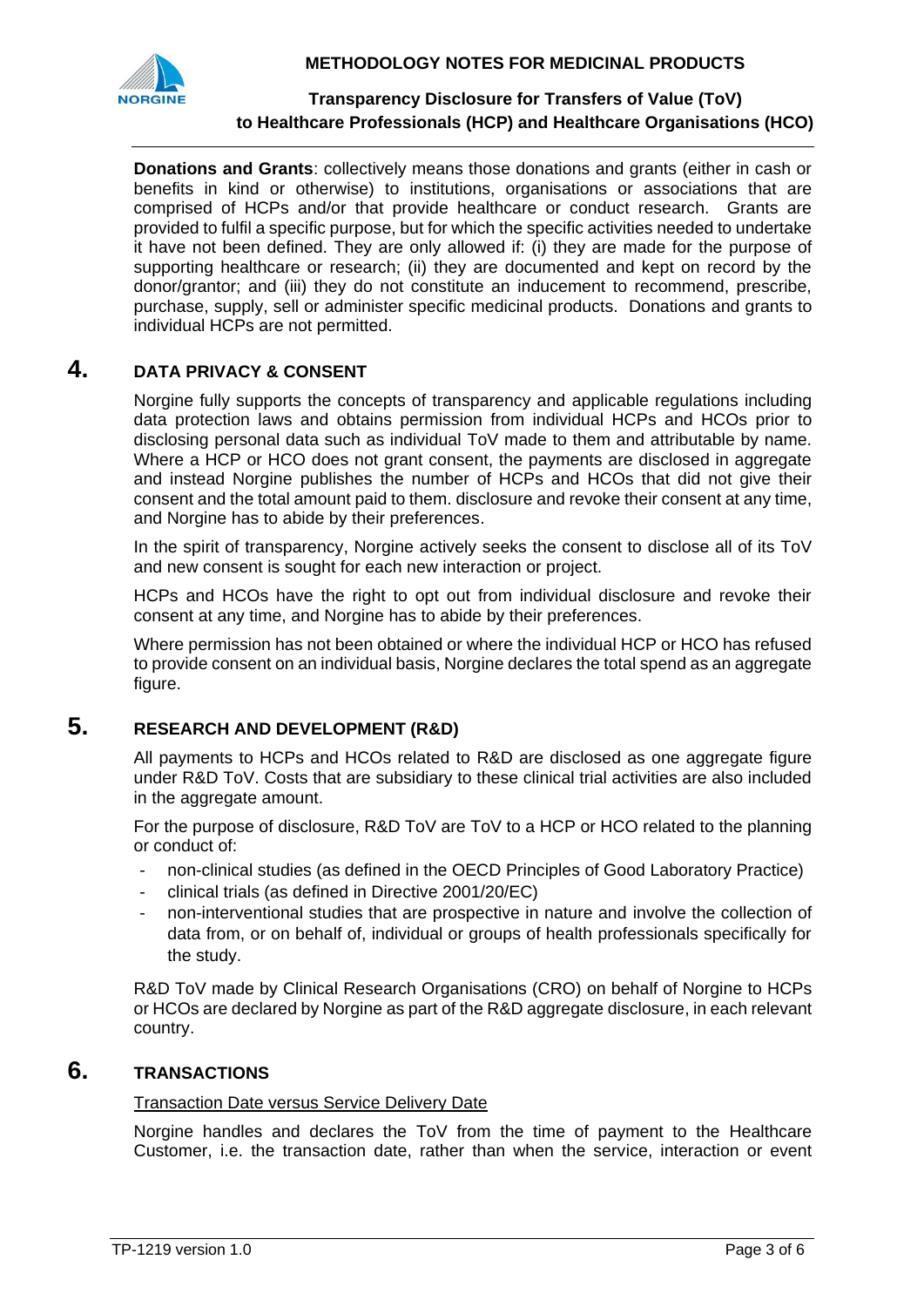**Donations and Grants**: collectively means those donations and grants (either in cash or benefits in kind or otherwise) to institutions, organisations or associations that are comprised of HCPs and/or that provide healthcare or conduct research. Grants are provided to fulfil a specific purpose, but for which the specific activities needed to undertake it have not been defined. They are only allowed if: (i) they are made for the purpose of supporting healthcare or research; (ii) they are documented and kept on record by the donor/grantor; and (iii) they do not constitute an inducement to recommend, prescribe, purchase, supply, sell or administer specific medicinal products. Donations and grants to individual HCPs are not permitted.

## 4. DATA PRIVACY & CONSENT

Norgine fully supports the concepts of transparency and applicable regulations including data protection laws and obtains permission from individual HCPs and HCOs prior to disclosing personal data such as individual ToV made to them and attributable by name. Where a HCP or HCO does not grant consent, the payments are disclosed in aggregate and instead Norgine publishes the number of HCPs and HCOs that did not give their consent and the total amount paid to them. disclosure and revoke their consent at any time, and Norgine has to abide by their preferences.

In the spirit of transparency, Norgine actively seeks the consent to disclose all of its ToV and new consent is sought for each new interaction or project.

HCPs and HCOs have the right to opt out from individual disclosure and revoke their consent at any time, and Norgine has to abide by their preferences.

Where permission has not been obtained or where the individual HCP or HCO has refused to provide consent on an individual basis, Norgine declares the total spend as an aggregate figure.

## 5. RESEARCH AND DEVELOPMENT (R&D)

All payments to HCPs and HCOs related to R&D are disclosed as one aggregate figure under R&D ToV. Costs that are subsidiary to these clinical trial activities are also included in the aggregate amount.

For the purpose of disclosure, R&D ToV are ToV to a HCP or HCO related to the planning or conduct of:

- non-clinical studies (as defined in the OECD Principles of Good Laboratory Practice)
- clinical trials (as defined in Directive 2001/20/EC)
- non-interventional studies that are prospective in nature and involve the collection of data from, or on behalf of, individual or groups of health professionals specifically for the study.

R&D ToV made by Clinical Research Organisations (CRO) on behalf of Norgine to HCPs or HCOs are declared by Norgine as part of the R&D aggregate disclosure, in each relevant country.

## 6. TRANSACTIONS

Transaction Date versus Service Delivery Date

Norgine handles and declares the ToV from the time of payment to the Healthcare Customer, i.e. the transaction date, rather than when the service, interaction or event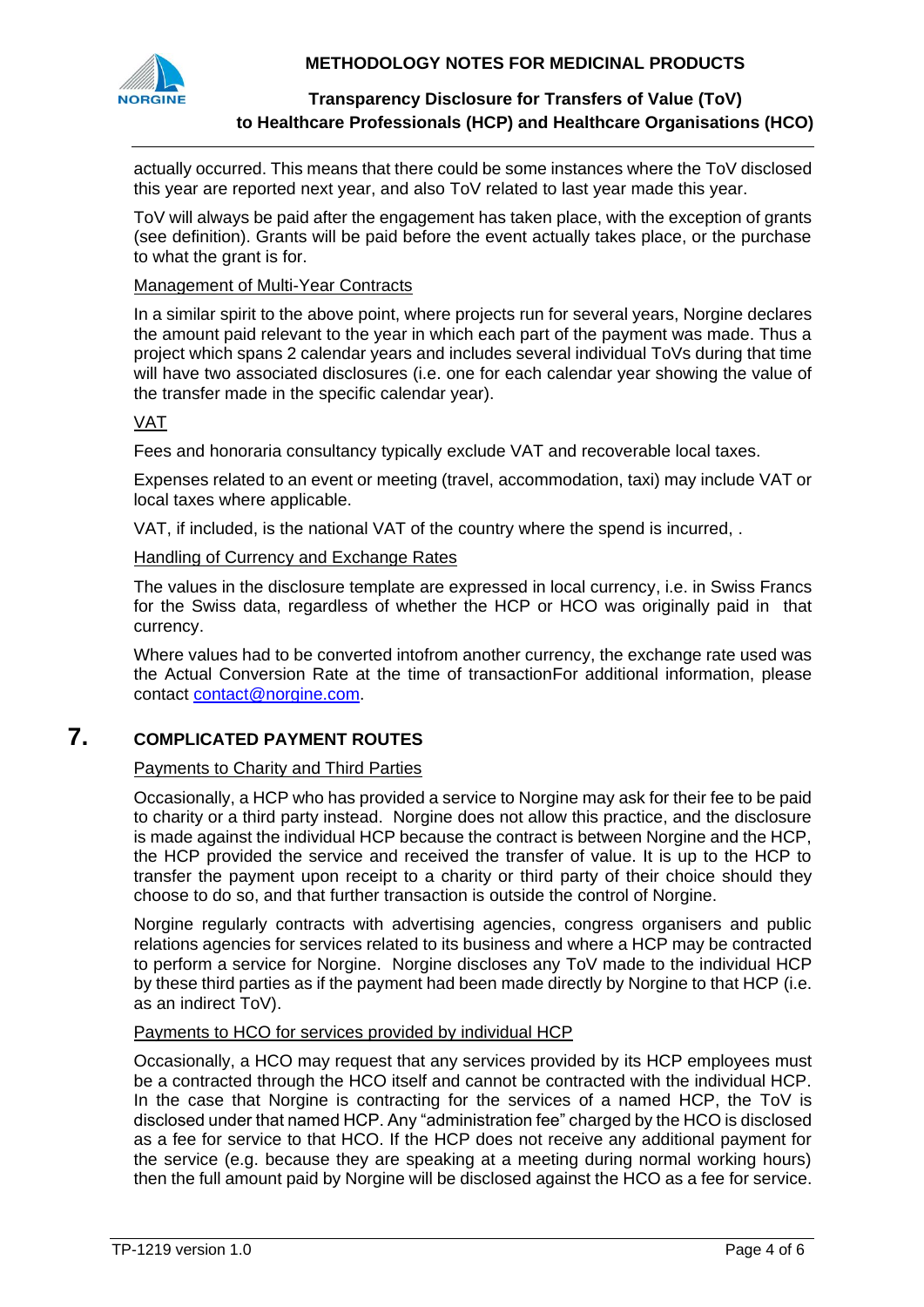actually occurred. This means that there could be some instances where the ToV disclosed this year are reported next year, and also ToV related to last year made this year.

ToV will always be paid after the engagement has taken place, with the exception of grants (see definition). Grants will be paid before the event actually takes place, or the purchase to what the grant is for.

Management of Multi-Year Contracts

In a similar spirit to the above point, where projects run for several years, Norgine declares the amount paid relevant to the year in which each part of the payment was made. Thus a project which spans 2 calendar years and includes several individual ToVs during that time will have two associated disclosures (i.e. one for each calendar year showing the value of the transfer made in the specific calendar year).

VAT

Fees and honoraria consultancy typically exclude VAT and recoverable local taxes.

Expenses related to an event or meeting (travel, accommodation, taxi) may include VAT or local taxes where applicable.

VAT, if included, is the national VAT of the country where the spend is incurred, .

Handling of Currency and Exchange Rates

The values in the disclosure template are expressed in local currency, i.e. in Swiss Francs for the Swiss data, regardless of whether the HCP or HCO was originally paid in that currency.

Where values had to be converted intofrom another currency, the exchange rate used was the Actual Conversion Rate at the time of transactionFor additional information, please contact contact@norgine.com.

## 7. COMPLICATED PAYMENT ROUTES

Payments to Charity and Third Parties

Occasionally, a HCP who has provided a service to Norgine may ask for their fee to be paid to charity or a third party instead. Norgine does not allow this practice, and the disclosure is made against the individual HCP because the contract is between Norgine and the HCP, the HCP provided the service and received the transfer of value. It is up to the HCP to transfer the payment upon receipt to a charity or third party of their choice should they choose to do so, and that further transaction is outside the control of Norgine.

Norgine regularly contracts with advertising agencies, congress organisers and public relations agencies for services related to its business and where a HCP may be contracted to perform a service for Norgine. Norgine discloses any ToV made to the individual HCP by these third parties as if the payment had been made directly by Norgine to that HCP (i.e. as an indirect ToV).

Payments to HCO for services provided by individual HCP

Occasionally, a HCO may request that any services provided by its HCP employees must be a contracted through the HCO itself and cannot be contracted with the individual HCP. In the case that Norgine is contracting for the services of a named HCP, the ToV is disclosed under that named HCP. Any "administration fee" charged by the HCO is disclosed as a fee for service to that HCO. If the HCP does not receive any additional payment for the service (e.g. because they are speaking at a meeting during normal working hours) then the full amount paid by Norgine will be disclosed against the HCO as a fee for service.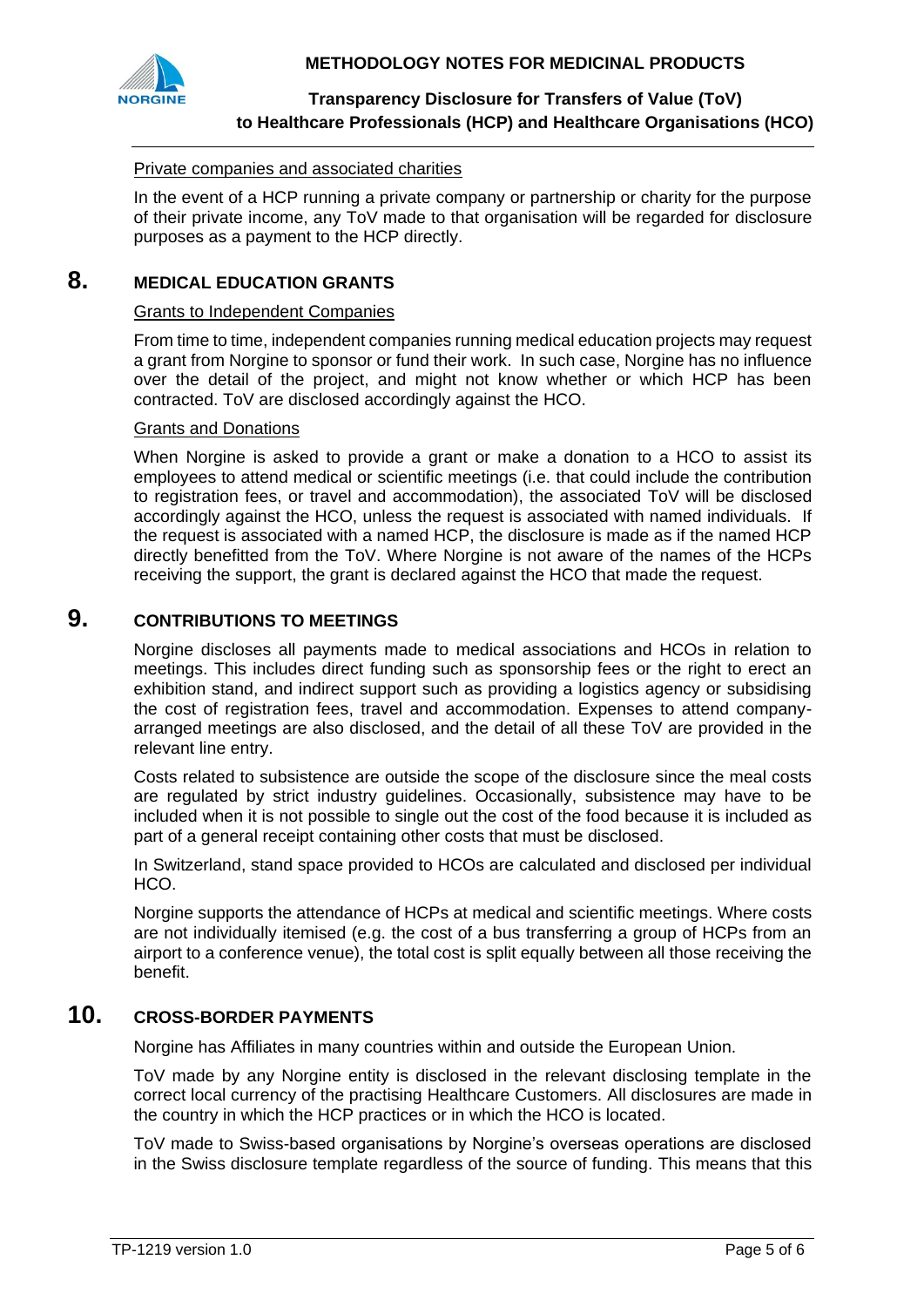### Private companies and associated charities

In the event of a HCP running a private company or partnership or charity for the purpose of their private income, any ToV made to that organisation will be regarded for disclosure purposes as a payment to the HCP directly.

## 8. MEDICAL EDUCATION GRANTS

### Grants to Independent Companies

From time to time, independent companies running medical education projects may request a grant from Norgine to sponsor or fund their work. In such case, Norgine has no influence over the detail of the project, and might not know whether or which HCP has been contracted. ToV are disclosed accordingly against the HCO.

### Grants and Donations

When Norgine is asked to provide a grant or make a donation to a HCO to assist its employees to attend medical or scientific meetings (i.e. that could include the contribution to registration fees, or travel and accommodation), the associated ToV will be disclosed accordingly against the HCO, unless the request is associated with named individuals. If the request is associated with a named HCP, the disclosure is made as if the named HCP directly benefitted from the ToV. Where Norgine is not aware of the names of the HCPs receiving the support, the grant is declared against the HCO that made the request.

## 9. CONTRIBUTIONS TO MEETINGS

Norgine discloses all payments made to medical associations and HCOs in relation to meetings. This includes direct funding such as sponsorship fees or the right to erect an exhibition stand, and indirect support such as providing a logistics agency or subsidising the cost of registration fees, travel and accommodation. Expenses to attend company-arranged meetings are also disclosed, and the detail of all these ToV are provided in the relevant line entry.

Costs related to subsistence are outside the scope of the disclosure since the meal costs are regulated by strict industry guidelines. Occasionally, subsistence may have to be included when it is not possible to single out the cost of the food because it is included as part of a general receipt containing other costs that must be disclosed.

In Switzerland, stand space provided to HCOs are calculated and disclosed per individual HCO.

Norgine supports the attendance of HCPs at medical and scientific meetings. Where costs are not individually itemised (e.g. the cost of a bus transferring a group of HCPs from an airport to a conference venue), the total cost is split equally between all those receiving the benefit.

## 10. CROSS-BORDER PAYMENTS

Norgine has Affiliates in many countries within and outside the European Union.

ToV made by any Norgine entity is disclosed in the relevant disclosing template in the correct local currency of the practising Healthcare Customers. All disclosures are made in the country in which the HCP practices or in which the HCO is located.

ToV made to Swiss-based organisations by Norgine's overseas operations are disclosed in the Swiss disclosure template regardless of the source of funding. This means that this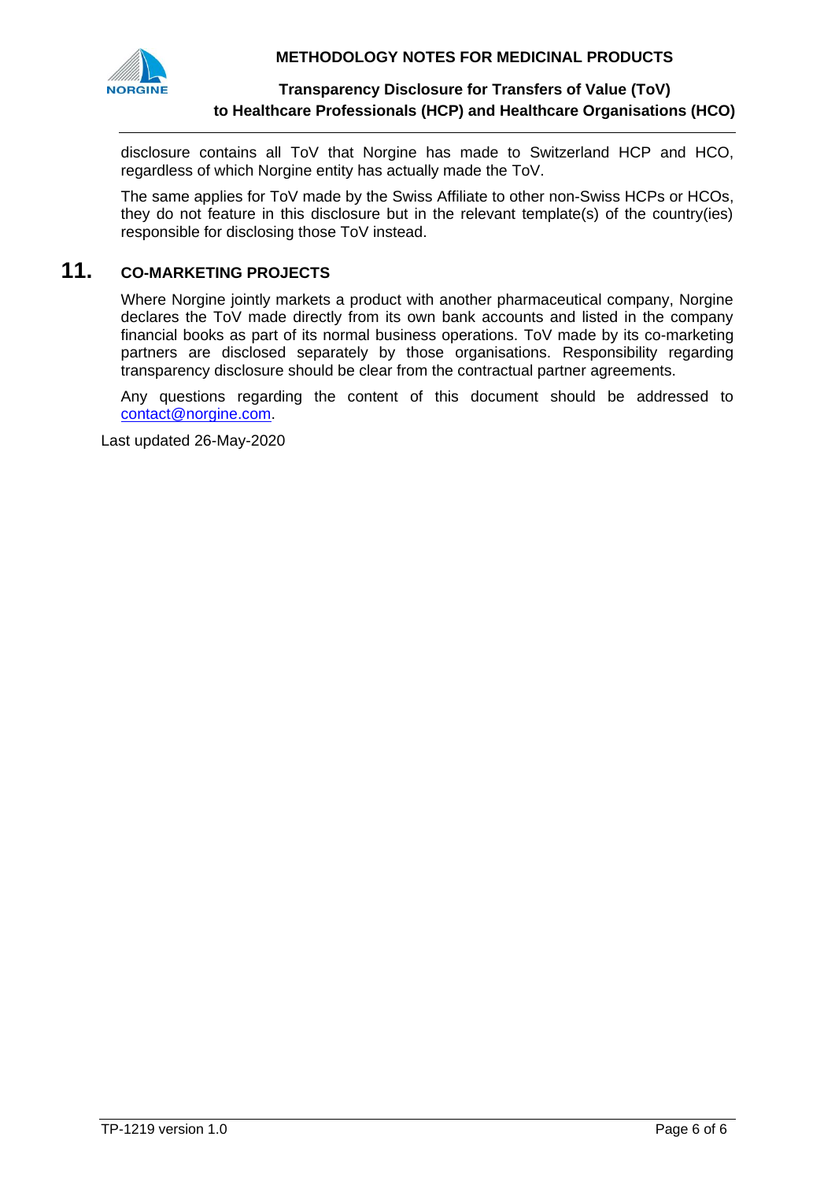disclosure contains all ToV that Norgine has made to Switzerland HCP and HCO, regardless of which Norgine entity has actually made the ToV.

The same applies for ToV made by the Swiss Affiliate to other non-Swiss HCPs or HCOs, they do not feature in this disclosure but in the relevant template(s) of the country(ies) responsible for disclosing those ToV instead.

## 11. CO-MARKETING PROJECTS

Where Norgine jointly markets a product with another pharmaceutical company, Norgine declares the ToV made directly from its own bank accounts and listed in the company financial books as part of its normal business operations. ToV made by its co-marketing partners are disclosed separately by those organisations. Responsibility regarding transparency disclosure should be clear from the contractual partner agreements.

Any questions regarding the content of this document should be addressed to contact@norgine.com.

Last updated 26-May-2020